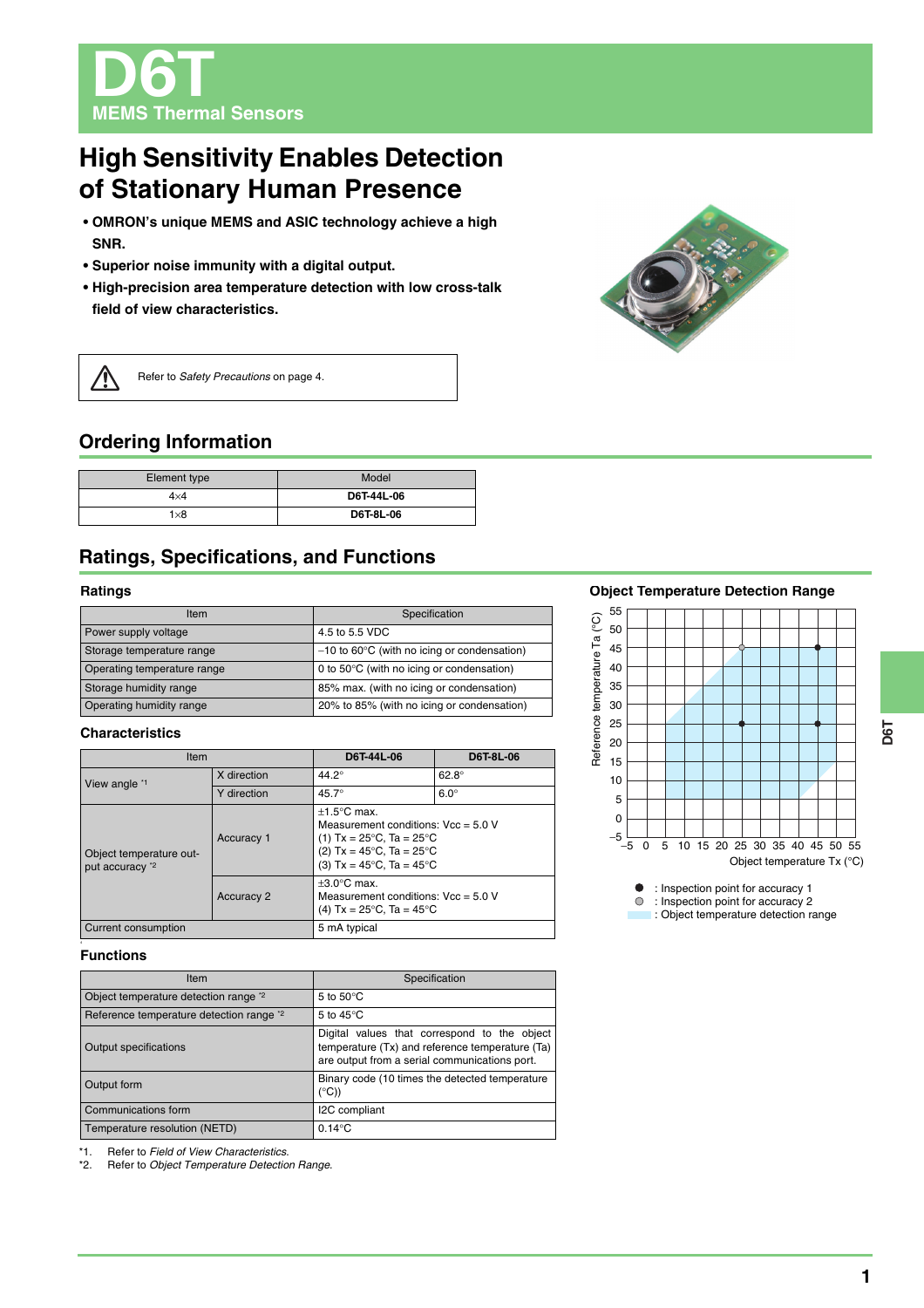# D6T

MEMS Thermal Sensors

## High Sensitivity Enables Detection of Stationary Human Presence

- **OMRON's unique MEMS and ASIC technology achieve a high SNR.**
- **Superior noise immunity with a digital output.**
- **High-precision area temperature detection with low cross-talk field of view characteristics.**

Refer to *Safety Precautions* on page 4.

## Ordering Information

| Element type | Model |
|---|---|
| 4×4 | **D6T-44L-06** |
| 1×8 | **D6T-8L-06** |

## Ratings, Specifications, and Functions

### Ratings

| Item | Specification |
|---|---|
| Power supply voltage | 4.5 to 5.5 VDC |
| Storage temperature range | −10 to 60°C (with no icing or condensation) |
| Operating temperature range | 0 to 50°C (with no icing or condensation) |
| Storage humidity range | 85% max. (with no icing or condensation) |
| Operating humidity range | 20% to 85% (with no icing or condensation) |

### Characteristics

| Item | | D6T-44L-06 | D6T-8L-06 |
|---|---|---|---|
| View angle *1 | X direction | 44.2° | 62.8° |
| | Y direction | 45.7° | 6.0° |
| Object temperature output accuracy *2 | Accuracy 1 | ±1.5°C max. Measurement conditions: Vcc = 5.0 V (1) Tx = 25°C, Ta = 25°C (2) Tx = 45°C, Ta = 25°C (3) Tx = 45°C, Ta = 45°C | |
| | Accuracy 2 | ±3.0°C max. Measurement conditions: Vcc = 5.0 V (4) Tx = 25°C, Ta = 45°C | |
| Current consumption | | 5 mA typical | |

### Functions

| Item | Specification |
|---|---|
| Object temperature detection range *2 | 5 to 50°C |
| Reference temperature detection range *2 | 5 to 45°C |
| Output specifications | Digital values that correspond to the object temperature (Tx) and reference temperature (Ta) are output from a serial communications port. |
| Output form | Binary code (10 times the detected temperature (°C)) |
| Communications form | I2C compliant |
| Temperature resolution (NETD) | 0.14°C |

*1. Refer to *Field of View Characteristics.*
*2. Refer to *Object Temperature Detection Range.*

### Object Temperature Detection Range

Graph: Reference temperature Ta (°C) (−5 to 55) vs. Object temperature Tx (°C) (−5 to 55)

● : Inspection point for accuracy 1
○ : Inspection point for accuracy 2
: Object temperature detection range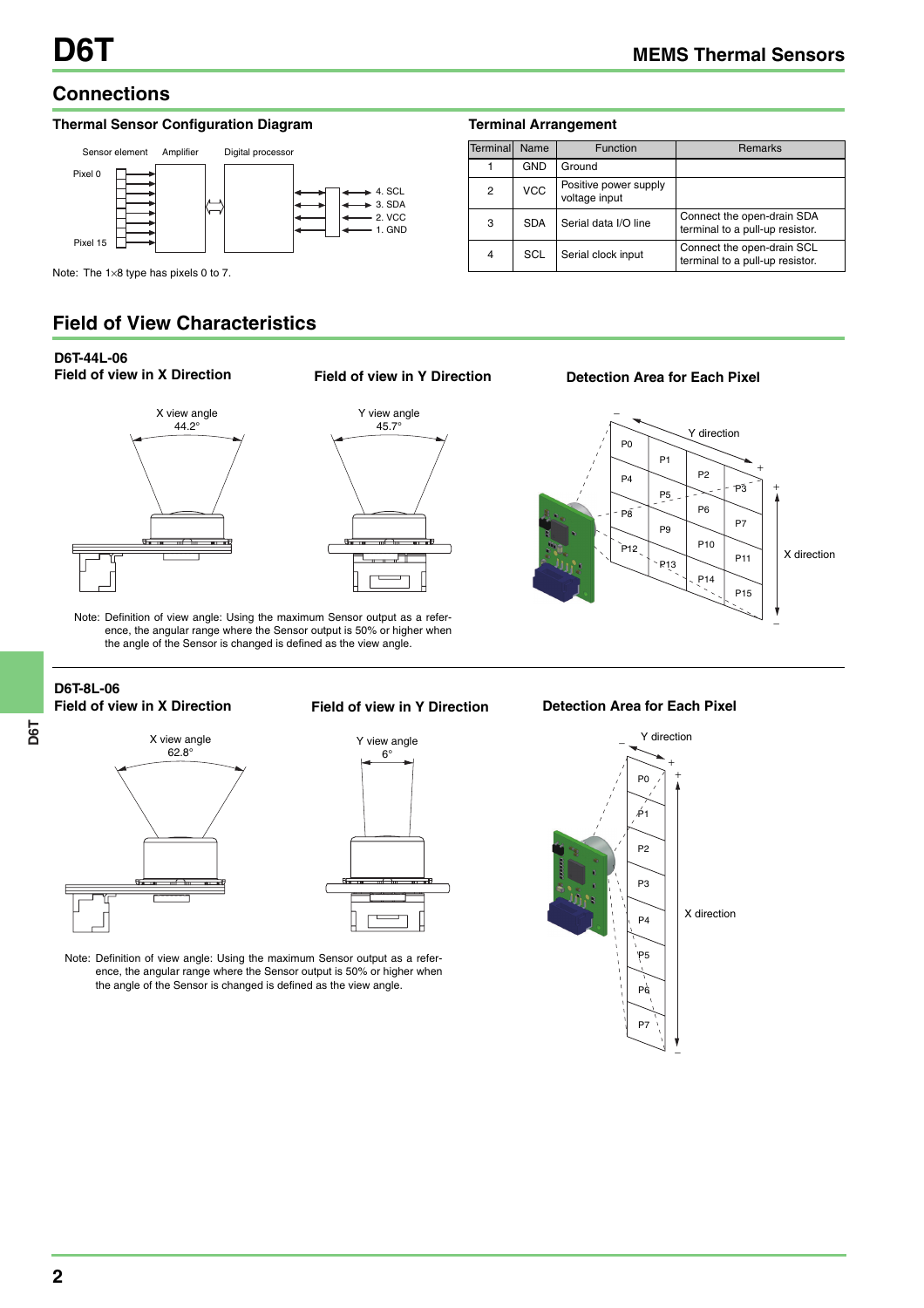## Connections

### Thermal Sensor Configuration Diagram

Sensor element  Amplifier  Digital processor

Pixel 0

Pixel 15

4. SCL
3. SDA
2. VCC
1. GND

Note: The 1×8 type has pixels 0 to 7.

### Terminal Arrangement

| Terminal | Name | Function | Remarks |
|---|---|---|---|
| 1 | GND | Ground | |
| 2 | VCC | Positive power supply voltage input | |
| 3 | SDA | Serial data I/O line | Connect the open-drain SDA terminal to a pull-up resistor. |
| 4 | SCL | Serial clock input | Connect the open-drain SCL terminal to a pull-up resistor. |

## Field of View Characteristics

### D6T-44L-06

**Field of view in X Direction**

X view angle 44.2°

**Field of view in Y Direction**

Y view angle 45.7°

**Detection Area for Each Pixel**

Y direction, X direction

| P0 | P1 | P2 | P3 |
|---|---|---|---|
| P4 | P5 | P6 | P7 |
| P8 | P9 | P10 | P11 |
| P12 | P13 | P14 | P15 |

Note: Definition of view angle: Using the maximum Sensor output as a reference, the angular range where the Sensor output is 50% or higher when the angle of the Sensor is changed is defined as the view angle.

### D6T-8L-06

**Field of view in X Direction**

X view angle 62.8°

**Field of view in Y Direction**

Y view angle 6°

**Detection Area for Each Pixel**

Y direction, X direction

P0, P1, P2, P3, P4, P5, P6, P7

Note: Definition of view angle: Using the maximum Sensor output as a reference, the angular range where the Sensor output is 50% or higher when the angle of the Sensor is changed is defined as the view angle.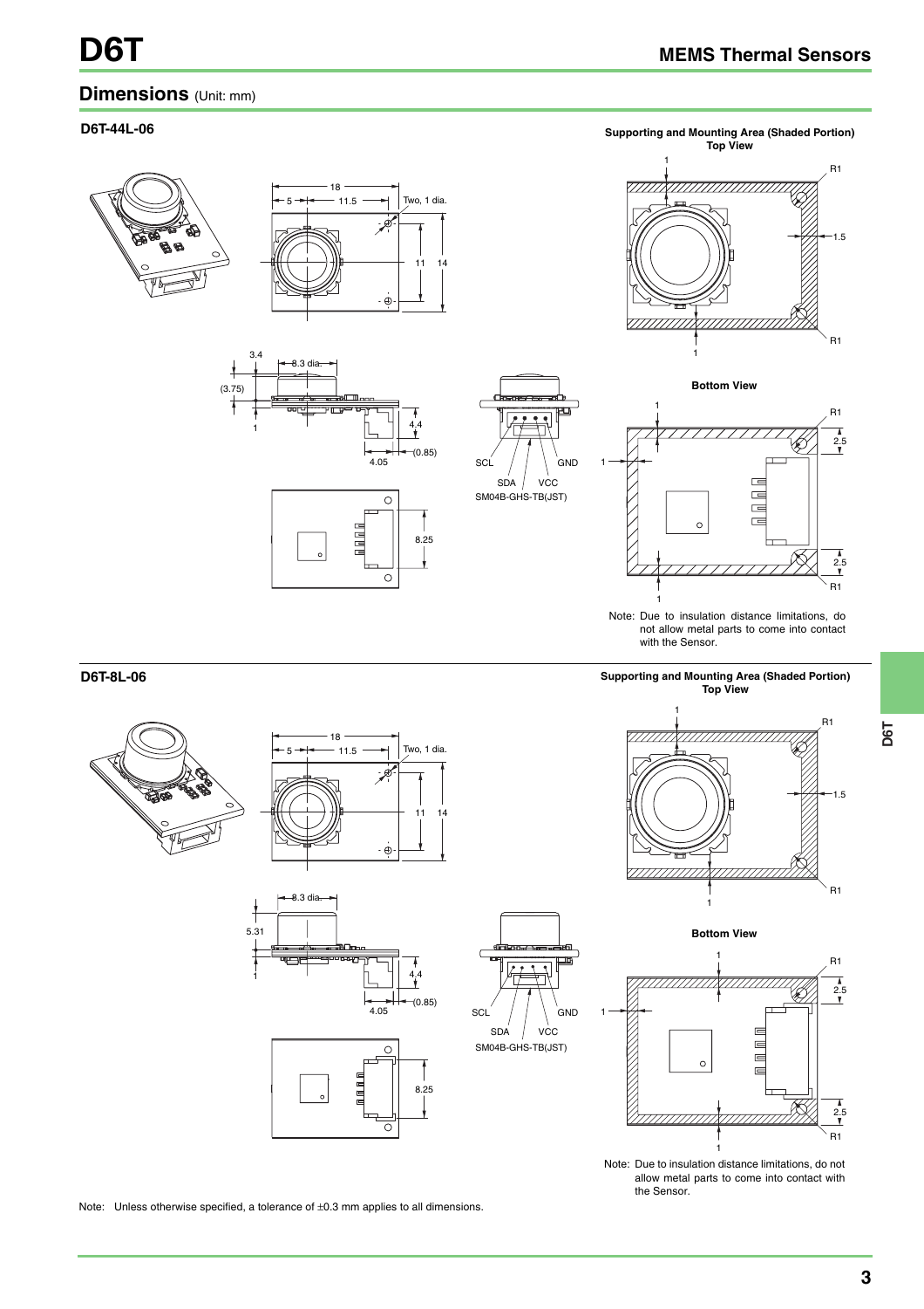## Dimensions (Unit: mm)

### D6T-44L-06

Supporting and Mounting Area (Shaded Portion)

Top View

Bottom View

Note: Due to insulation distance limitations, do not allow metal parts to come into contact with the Sensor.

SCL SDA VCC GND
SM04B-GHS-TB(JST)

### D6T-8L-06

Supporting and Mounting Area (Shaded Portion)

Top View

Bottom View

Note: Due to insulation distance limitations, do not allow metal parts to come into contact with the Sensor.

SCL SDA VCC GND
SM04B-GHS-TB(JST)

Note: Unless otherwise specified, a tolerance of ±0.3 mm applies to all dimensions.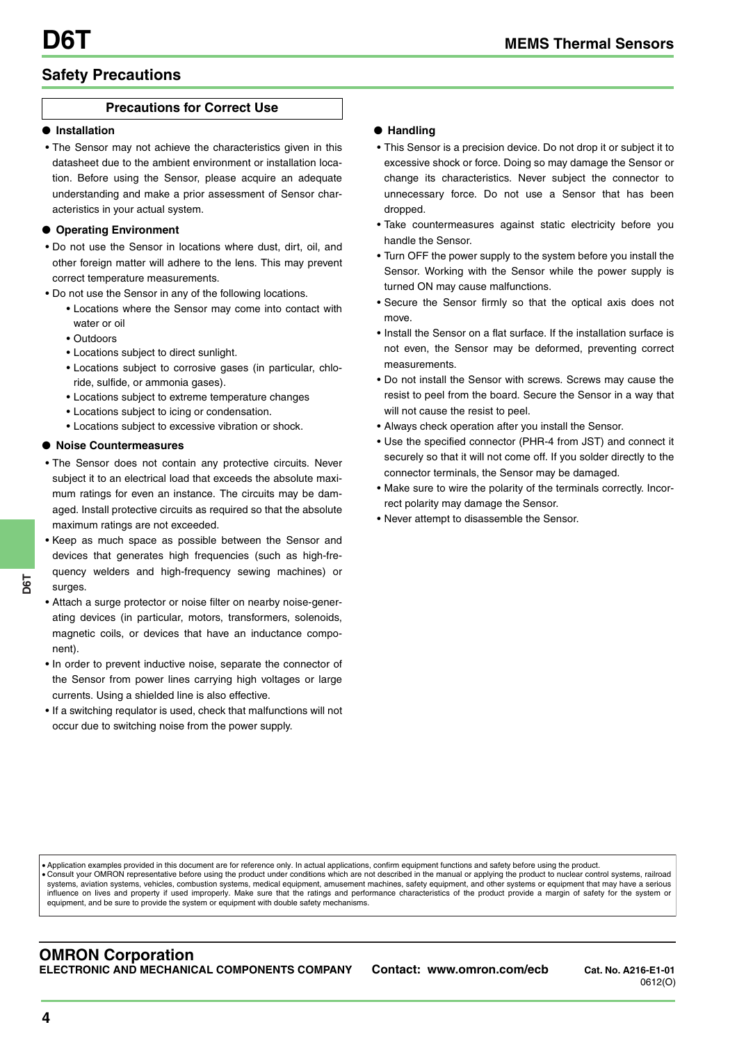## Safety Precautions

### Precautions for Correct Use

#### ● Installation

- The Sensor may not achieve the characteristics given in this datasheet due to the ambient environment or installation location. Before using the Sensor, please acquire an adequate understanding and make a prior assessment of Sensor characteristics in your actual system.

#### ● Operating Environment

- Do not use the Sensor in locations where dust, dirt, oil, and other foreign matter will adhere to the lens. This may prevent correct temperature measurements.
- Do not use the Sensor in any of the following locations.
  - Locations where the Sensor may come into contact with water or oil
  - Outdoors
  - Locations subject to direct sunlight.
  - Locations subject to corrosive gases (in particular, chloride, sulfide, or ammonia gases).
  - Locations subject to extreme temperature changes
  - Locations subject to icing or condensation.
  - Locations subject to excessive vibration or shock.

#### ● Noise Countermeasures

- The Sensor does not contain any protective circuits. Never subject it to an electrical load that exceeds the absolute maximum ratings for even an instance. The circuits may be damaged. Install protective circuits as required so that the absolute maximum ratings are not exceeded.
- Keep as much space as possible between the Sensor and devices that generates high frequencies (such as high-frequency welders and high-frequency sewing machines) or surges.
- Attach a surge protector or noise filter on nearby noise-generating devices (in particular, motors, transformers, solenoids, magnetic coils, or devices that have an inductance component).
- In order to prevent inductive noise, separate the connector of the Sensor from power lines carrying high voltages or large currents. Using a shielded line is also effective.
- If a switching requlator is used, check that malfunctions will not occur due to switching noise from the power supply.

#### ● Handling

- This Sensor is a precision device. Do not drop it or subject it to excessive shock or force. Doing so may damage the Sensor or change its characteristics. Never subject the connector to unnecessary force. Do not use a Sensor that has been dropped.
- Take countermeasures against static electricity before you handle the Sensor.
- Turn OFF the power supply to the system before you install the Sensor. Working with the Sensor while the power supply is turned ON may cause malfunctions.
- Secure the Sensor firmly so that the optical axis does not move.
- Install the Sensor on a flat surface. If the installation surface is not even, the Sensor may be deformed, preventing correct measurements.
- Do not install the Sensor with screws. Screws may cause the resist to peel from the board. Secure the Sensor in a way that will not cause the resist to peel.
- Always check operation after you install the Sensor.
- Use the specified connector (PHR-4 from JST) and connect it securely so that it will not come off. If you solder directly to the connector terminals, the Sensor may be damaged.
- Make sure to wire the polarity of the terminals correctly. Incorrect polarity may damage the Sensor.
- Never attempt to disassemble the Sensor.

---

- Application examples provided in this document are for reference only. In actual applications, confirm equipment functions and safety before using the product.
- Consult your OMRON representative before using the product under conditions which are not described in the manual or applying the product to nuclear control systems, railroad systems, aviation systems, vehicles, combustion systems, medical equipment, amusement machines, safety equipment, and other systems or equipment that may have a serious influence on lives and property if used improperly. Make sure that the ratings and performance characteristics of the product provide a margin of safety for the system or equipment, and be sure to provide the system or equipment with double safety mechanisms.

**OMRON Corporation**
**ELECTRONIC AND MECHANICAL COMPONENTS COMPANY**

**Contact: www.omron.com/ecb**

**Cat. No. A216-E1-01**
0612(O)